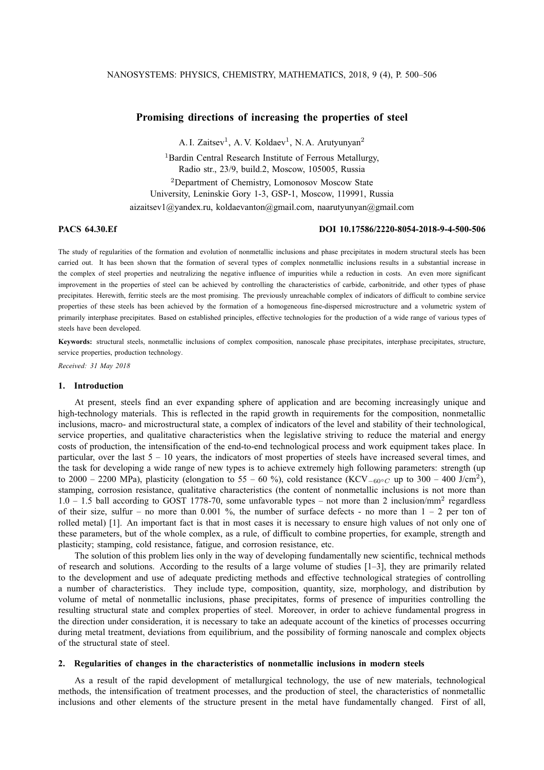# Promising directions of increasing the properties of steel

A. I. Zaitsev[1], A. V. Koldaev[1], N. A. Arutyunyan[2]

[1]Bardin Central Research Institute of Ferrous Metallurgy, Radio str., 23/9, build.2, Moscow, 105005, Russia

[2]Department of Chemistry, Lomonosov Moscow State University, Leninskie Gory 1-3, GSP-1, Moscow, 119991, Russia

aizaitsev1@yandex.ru, koldaevanton@gmail.com, naarutyunyan@gmail.com

**PACS 64.30.Ef** **DOI 10.17586/2220-8054-2018-9-4-500-506**

The study of regularities of the formation and evolution of nonmetallic inclusions and phase precipitates in modern structural steels has been carried out. It has been shown that the formation of several types of complex nonmetallic inclusions results in a substantial increase in the complex of steel properties and neutralizing the negative influence of impurities while a reduction in costs. An even more significant improvement in the properties of steel can be achieved by controlling the characteristics of carbide, carbonitride, and other types of phase precipitates. Herewith, ferritic steels are the most promising. The previously unreachable complex of indicators of difficult to combine service properties of these steels has been achieved by the formation of a homogeneous fine-dispersed microstructure and a volumetric system of primarily interphase precipitates. Based on established principles, effective technologies for the production of a wide range of various types of steels have been developed.

**Keywords:** structural steels, nonmetallic inclusions of complex composition, nanoscale phase precipitates, interphase precipitates, structure, service properties, production technology.

*Received: 31 May 2018*

## 1. Introduction

At present, steels find an ever expanding sphere of application and are becoming increasingly unique and high-technology materials. This is reflected in the rapid growth in requirements for the composition, nonmetallic inclusions, macro- and microstructural state, a complex of indicators of the level and stability of their technological, service properties, and qualitative characteristics when the legislative striving to reduce the material and energy costs of production, the intensification of the end-to-end technological process and work equipment takes place. In particular, over the last 5 – 10 years, the indicators of most properties of steels have increased several times, and the task for developing a wide range of new types is to achieve extremely high following parameters: strength (up to 2000 – 2200 MPa), plasticity (elongation to 55 – 60 %), cold resistance ($KCV_{-60^\circ C}$ up to 300 – 400 J/cm$^2$), stamping, corrosion resistance, qualitative characteristics (the content of nonmetallic inclusions is not more than 1.0 – 1.5 ball according to GOST 1778-70, some unfavorable types – not more than 2 inclusion/mm$^2$ regardless of their size, sulfur – no more than 0.001 %, the number of surface defects - no more than 1 – 2 per ton of rolled metal) [1]. An important fact is that in most cases it is necessary to ensure high values of not only one of these parameters, but of the whole complex, as a rule, of difficult to combine properties, for example, strength and plasticity; stamping, cold resistance, fatigue, and corrosion resistance, etc.

The solution of this problem lies only in the way of developing fundamentally new scientific, technical methods of research and solutions. According to the results of a large volume of studies [1–3], they are primarily related to the development and use of adequate predicting methods and effective technological strategies of controlling a number of characteristics. They include type, composition, quantity, size, morphology, and distribution by volume of metal of nonmetallic inclusions, phase precipitates, forms of presence of impurities controlling the resulting structural state and complex properties of steel. Moreover, in order to achieve fundamental progress in the direction under consideration, it is necessary to take an adequate account of the kinetics of processes occurring during metal treatment, deviations from equilibrium, and the possibility of forming nanoscale and complex objects of the structural state of steel.

## 2. Regularities of changes in the characteristics of nonmetallic inclusions in modern steels

As a result of the rapid development of metallurgical technology, the use of new materials, technological methods, the intensification of treatment processes, and the production of steel, the characteristics of nonmetallic inclusions and other elements of the structure present in the metal have fundamentally changed. First of all,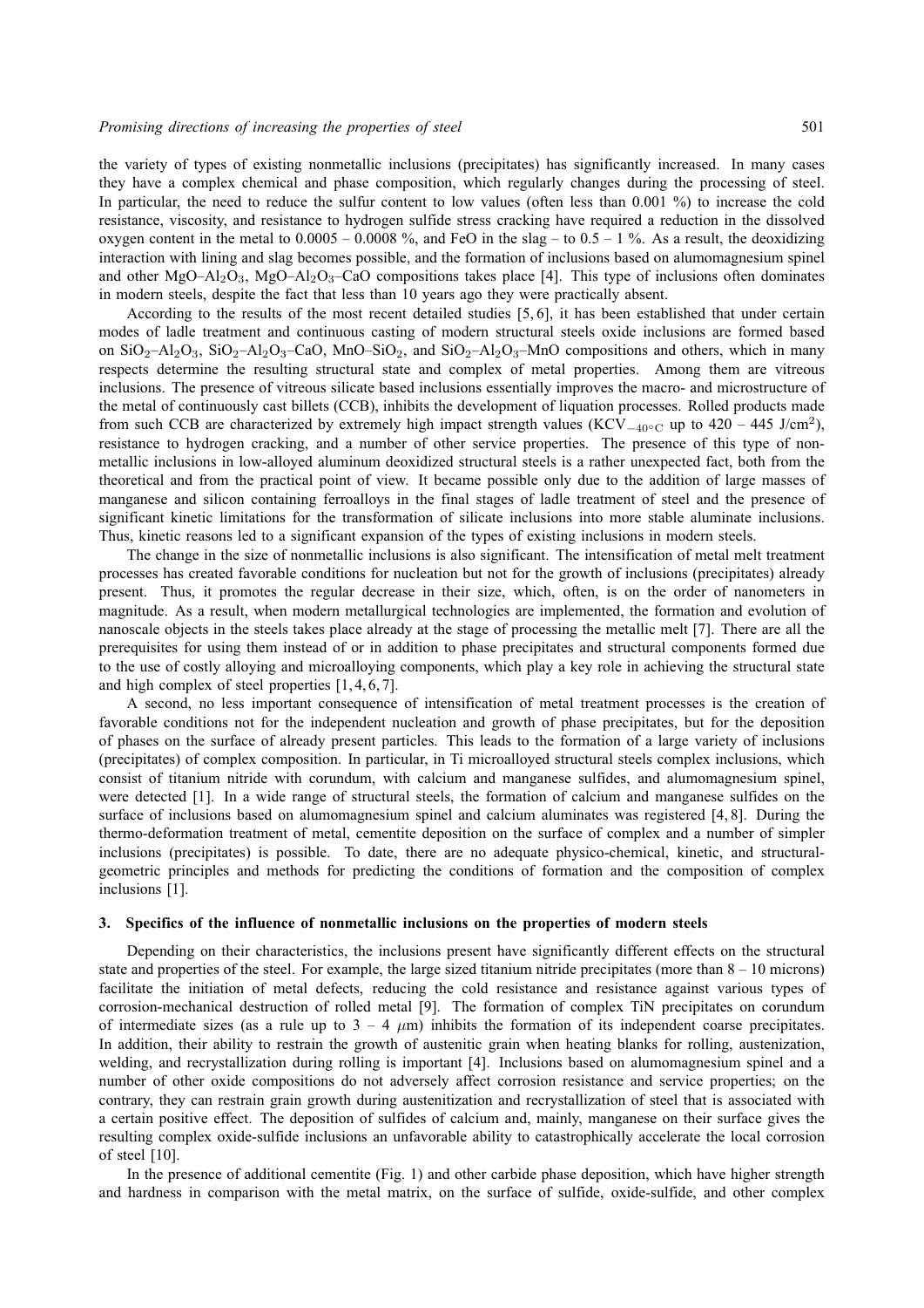the variety of types of existing nonmetallic inclusions (precipitates) has significantly increased. In many cases they have a complex chemical and phase composition, which regularly changes during the processing of steel. In particular, the need to reduce the sulfur content to low values (often less than 0.001 %) to increase the cold resistance, viscosity, and resistance to hydrogen sulfide stress cracking have required a reduction in the dissolved oxygen content in the metal to 0.0005 – 0.0008 %, and FeO in the slag – to 0.5 – 1 %. As a result, the deoxidizing interaction with lining and slag becomes possible, and the formation of inclusions based on alumomagnesium spinel and other $MgO–Al_2O_3$, $MgO–Al_2O_3–CaO$ compositions takes place [4]. This type of inclusions often dominates in modern steels, despite the fact that less than 10 years ago they were practically absent.

According to the results of the most recent detailed studies [5, 6], it has been established that under certain modes of ladle treatment and continuous casting of modern structural steels oxide inclusions are formed based on $SiO_2–Al_2O_3$, $SiO_2–Al_2O_3–CaO$, $MnO–SiO_2$, and $SiO_2–Al_2O_3–MnO$ compositions and others, which in many respects determine the resulting structural state and complex of metal properties. Among them are vitreous inclusions. The presence of vitreous silicate based inclusions essentially improves the macro- and microstructure of the metal of continuously cast billets (CCB), inhibits the development of liquation processes. Rolled products made from such CCB are characterized by extremely high impact strength values ($KCV_{-40^\circ C}$ up to 420 – 445 J/cm$^2$), resistance to hydrogen cracking, and a number of other service properties. The presence of this type of nonmetallic inclusions in low-alloyed aluminum deoxidized structural steels is a rather unexpected fact, both from the theoretical and from the practical point of view. It became possible only due to the addition of large masses of manganese and silicon containing ferroalloys in the final stages of ladle treatment of steel and the presence of significant kinetic limitations for the transformation of silicate inclusions into more stable aluminate inclusions. Thus, kinetic reasons led to a significant expansion of the types of existing inclusions in modern steels.

The change in the size of nonmetallic inclusions is also significant. The intensification of metal melt treatment processes has created favorable conditions for nucleation but not for the growth of inclusions (precipitates) already present. Thus, it promotes the regular decrease in their size, which, often, is on the order of nanometers in magnitude. As a result, when modern metallurgical technologies are implemented, the formation and evolution of nanoscale objects in the steels takes place already at the stage of processing the metallic melt [7]. There are all the prerequisites for using them instead of or in addition to phase precipitates and structural components formed due to the use of costly alloying and microalloying components, which play a key role in achieving the structural state and high complex of steel properties [1, 4, 6, 7].

A second, no less important consequence of intensification of metal treatment processes is the creation of favorable conditions not for the independent nucleation and growth of phase precipitates, but for the deposition of phases on the surface of already present particles. This leads to the formation of a large variety of inclusions (precipitates) of complex composition. In particular, in Ti microalloyed structural steels complex inclusions, which consist of titanium nitride with corundum, with calcium and manganese sulfides, and alumomagnesium spinel, were detected [1]. In a wide range of structural steels, the formation of calcium and manganese sulfides on the surface of inclusions based on alumomagnesium spinel and calcium aluminates was registered [4, 8]. During the thermo-deformation treatment of metal, cementite deposition on the surface of complex and a number of simpler inclusions (precipitates) is possible. To date, there are no adequate physico-chemical, kinetic, and structural-geometric principles and methods for predicting the conditions of formation and the composition of complex inclusions [1].

### 3. Specifics of the influence of nonmetallic inclusions on the properties of modern steels

Depending on their characteristics, the inclusions present have significantly different effects on the structural state and properties of the steel. For example, the large sized titanium nitride precipitates (more than 8 – 10 microns) facilitate the initiation of metal defects, reducing the cold resistance and resistance against various types of corrosion-mechanical destruction of rolled metal [9]. The formation of complex TiN precipitates on corundum of intermediate sizes (as a rule up to 3 – 4 $\mu$m) inhibits the formation of its independent coarse precipitates. In addition, their ability to restrain the growth of austenitic grain when heating blanks for rolling, austenization, welding, and recrystallization during rolling is important [4]. Inclusions based on alumomagnesium spinel and a number of other oxide compositions do not adversely affect corrosion resistance and service properties; on the contrary, they can restrain grain growth during austenitization and recrystallization of steel that is associated with a certain positive effect. The deposition of sulfides of calcium and, mainly, manganese on their surface gives the resulting complex oxide-sulfide inclusions an unfavorable ability to catastrophically accelerate the local corrosion of steel [10].

In the presence of additional cementite (Fig. 1) and other carbide phase deposition, which have higher strength and hardness in comparison with the metal matrix, on the surface of sulfide, oxide-sulfide, and other complex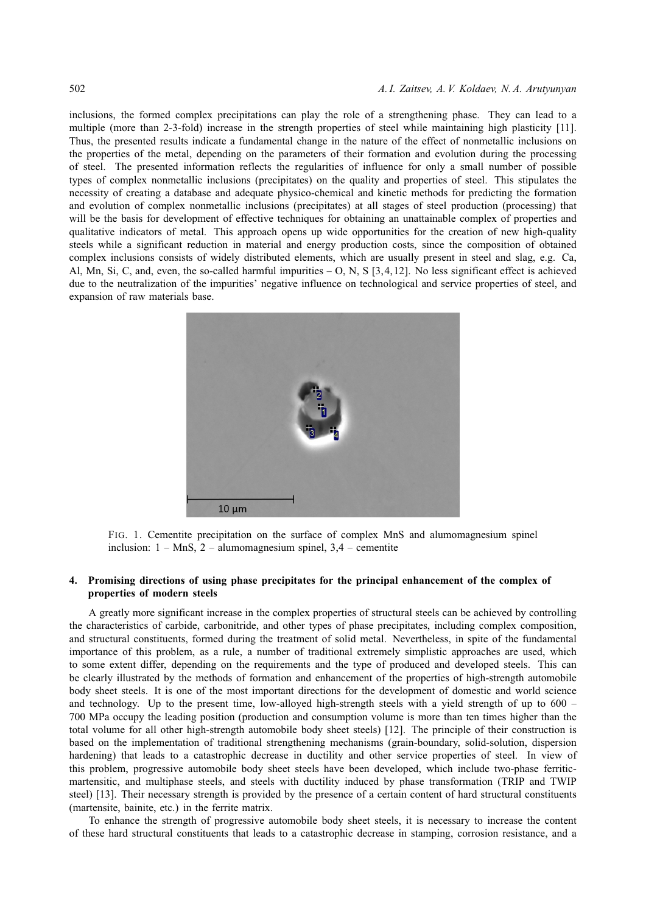inclusions, the formed complex precipitations can play the role of a strengthening phase. They can lead to a multiple (more than 2-3-fold) increase in the strength properties of steel while maintaining high plasticity [11]. Thus, the presented results indicate a fundamental change in the nature of the effect of nonmetallic inclusions on the properties of the metal, depending on the parameters of their formation and evolution during the processing of steel. The presented information reflects the regularities of influence for only a small number of possible types of complex nonmetallic inclusions (precipitates) on the quality and properties of steel. This stipulates the necessity of creating a database and adequate physico-chemical and kinetic methods for predicting the formation and evolution of complex nonmetallic inclusions (precipitates) at all stages of steel production (processing) that will be the basis for development of effective techniques for obtaining an unattainable complex of properties and qualitative indicators of metal. This approach opens up wide opportunities for the creation of new high-quality steels while a significant reduction in material and energy production costs, since the composition of obtained complex inclusions consists of widely distributed elements, which are usually present in steel and slag, e.g. Ca, Al, Mn, Si, C, and, even, the so-called harmful impurities – O, N, S [3,4,12]. No less significant effect is achieved due to the neutralization of the impurities' negative influence on technological and service properties of steel, and expansion of raw materials base.

FIG. 1. Cementite precipitation on the surface of complex MnS and alumomagnesium spinel inclusion: 1 – MnS, 2 – alumomagnesium spinel, 3,4 – cementite

## 4. Promising directions of using phase precipitates for the principal enhancement of the complex of properties of modern steels

A greatly more significant increase in the complex properties of structural steels can be achieved by controlling the characteristics of carbide, carbonitride, and other types of phase precipitates, including complex composition, and structural constituents, formed during the treatment of solid metal. Nevertheless, in spite of the fundamental importance of this problem, as a rule, a number of traditional extremely simplistic approaches are used, which to some extent differ, depending on the requirements and the type of produced and developed steels. This can be clearly illustrated by the methods of formation and enhancement of the properties of high-strength automobile body sheet steels. It is one of the most important directions for the development of domestic and world science and technology. Up to the present time, low-alloyed high-strength steels with a yield strength of up to 600 – 700 MPa occupy the leading position (production and consumption volume is more than ten times higher than the total volume for all other high-strength automobile body sheet steels) [12]. The principle of their construction is based on the implementation of traditional strengthening mechanisms (grain-boundary, solid-solution, dispersion hardening) that leads to a catastrophic decrease in ductility and other service properties of steel. In view of this problem, progressive automobile body sheet steels have been developed, which include two-phase ferritic-martensitic, and multiphase steels, and steels with ductility induced by phase transformation (TRIP and TWIP steel) [13]. Their necessary strength is provided by the presence of a certain content of hard structural constituents (martensite, bainite, etc.) in the ferrite matrix.

To enhance the strength of progressive automobile body sheet steels, it is necessary to increase the content of these hard structural constituents that leads to a catastrophic decrease in stamping, corrosion resistance, and a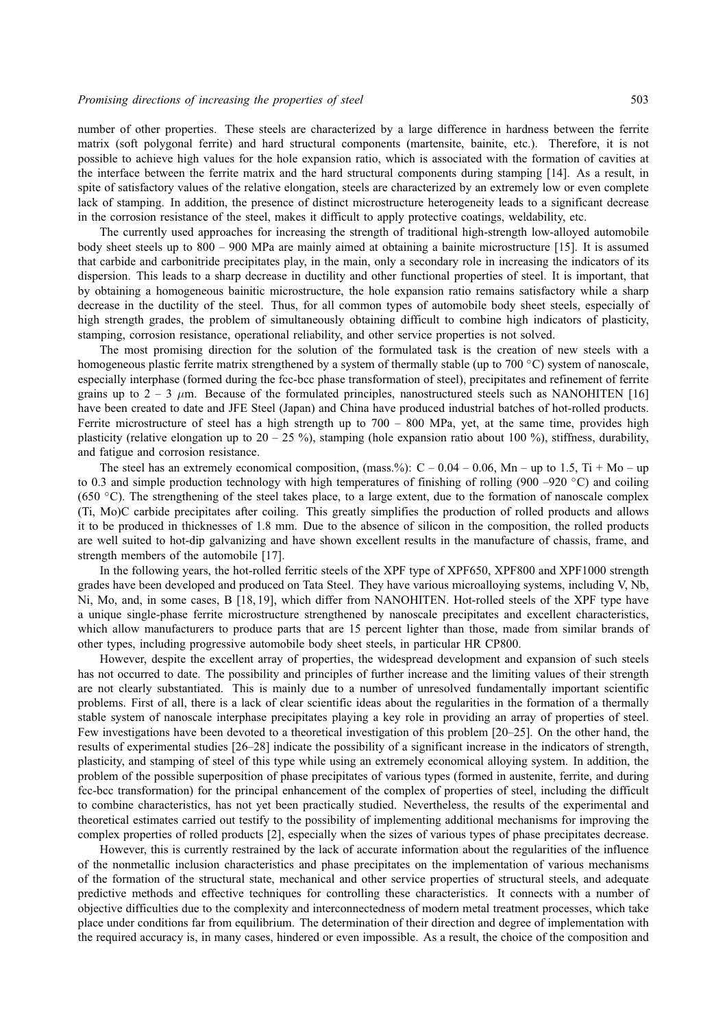number of other properties. These steels are characterized by a large difference in hardness between the ferrite matrix (soft polygonal ferrite) and hard structural components (martensite, bainite, etc.). Therefore, it is not possible to achieve high values for the hole expansion ratio, which is associated with the formation of cavities at the interface between the ferrite matrix and the hard structural components during stamping [14]. As a result, in spite of satisfactory values of the relative elongation, steels are characterized by an extremely low or even complete lack of stamping. In addition, the presence of distinct microstructure heterogeneity leads to a significant decrease in the corrosion resistance of the steel, makes it difficult to apply protective coatings, weldability, etc.

The currently used approaches for increasing the strength of traditional high-strength low-alloyed automobile body sheet steels up to 800 – 900 MPa are mainly aimed at obtaining a bainite microstructure [15]. It is assumed that carbide and carbonitride precipitates play, in the main, only a secondary role in increasing the indicators of its dispersion. This leads to a sharp decrease in ductility and other functional properties of steel. It is important, that by obtaining a homogeneous bainitic microstructure, the hole expansion ratio remains satisfactory while a sharp decrease in the ductility of the steel. Thus, for all common types of automobile body sheet steels, especially of high strength grades, the problem of simultaneously obtaining difficult to combine high indicators of plasticity, stamping, corrosion resistance, operational reliability, and other service properties is not solved.

The most promising direction for the solution of the formulated task is the creation of new steels with a homogeneous plastic ferrite matrix strengthened by a system of thermally stable (up to 700 °C) system of nanoscale, especially interphase (formed during the fcc-bcc phase transformation of steel), precipitates and refinement of ferrite grains up to 2 – 3 $\mu$m. Because of the formulated principles, nanostructured steels such as NANOHITEN [16] have been created to date and JFE Steel (Japan) and China have produced industrial batches of hot-rolled products. Ferrite microstructure of steel has a high strength up to 700 – 800 MPa, yet, at the same time, provides high plasticity (relative elongation up to 20 – 25 %), stamping (hole expansion ratio about 100 %), stiffness, durability, and fatigue and corrosion resistance.

The steel has an extremely economical composition, (mass.%): C – 0.04 – 0.06, Mn – up to 1.5, Ti + Mo – up to 0.3 and simple production technology with high temperatures of finishing of rolling (900 –920 °C) and coiling (650 °C). The strengthening of the steel takes place, to a large extent, due to the formation of nanoscale complex (Ti, Mo)C carbide precipitates after coiling. This greatly simplifies the production of rolled products and allows it to be produced in thicknesses of 1.8 mm. Due to the absence of silicon in the composition, the rolled products are well suited to hot-dip galvanizing and have shown excellent results in the manufacture of chassis, frame, and strength members of the automobile [17].

In the following years, the hot-rolled ferritic steels of the XPF type of XPF650, XPF800 and XPF1000 strength grades have been developed and produced on Tata Steel. They have various microalloying systems, including V, Nb, Ni, Mo, and, in some cases, B [18, 19], which differ from NANOHITEN. Hot-rolled steels of the XPF type have a unique single-phase ferrite microstructure strengthened by nanoscale precipitates and excellent characteristics, which allow manufacturers to produce parts that are 15 percent lighter than those, made from similar brands of other types, including progressive automobile body sheet steels, in particular HR CP800.

However, despite the excellent array of properties, the widespread development and expansion of such steels has not occurred to date. The possibility and principles of further increase and the limiting values of their strength are not clearly substantiated. This is mainly due to a number of unresolved fundamentally important scientific problems. First of all, there is a lack of clear scientific ideas about the regularities in the formation of a thermally stable system of nanoscale interphase precipitates playing a key role in providing an array of properties of steel. Few investigations have been devoted to a theoretical investigation of this problem [20–25]. On the other hand, the results of experimental studies [26–28] indicate the possibility of a significant increase in the indicators of strength, plasticity, and stamping of steel of this type while using an extremely economical alloying system. In addition, the problem of the possible superposition of phase precipitates of various types (formed in austenite, ferrite, and during fcc-bcc transformation) for the principal enhancement of the complex of properties of steel, including the difficult to combine characteristics, has not yet been practically studied. Nevertheless, the results of the experimental and theoretical estimates carried out testify to the possibility of implementing additional mechanisms for improving the complex properties of rolled products [2], especially when the sizes of various types of phase precipitates decrease.

However, this is currently restrained by the lack of accurate information about the regularities of the influence of the nonmetallic inclusion characteristics and phase precipitates on the implementation of various mechanisms of the formation of the structural state, mechanical and other service properties of structural steels, and adequate predictive methods and effective techniques for controlling these characteristics. It connects with a number of objective difficulties due to the complexity and interconnectedness of modern metal treatment processes, which take place under conditions far from equilibrium. The determination of their direction and degree of implementation with the required accuracy is, in many cases, hindered or even impossible. As a result, the choice of the composition and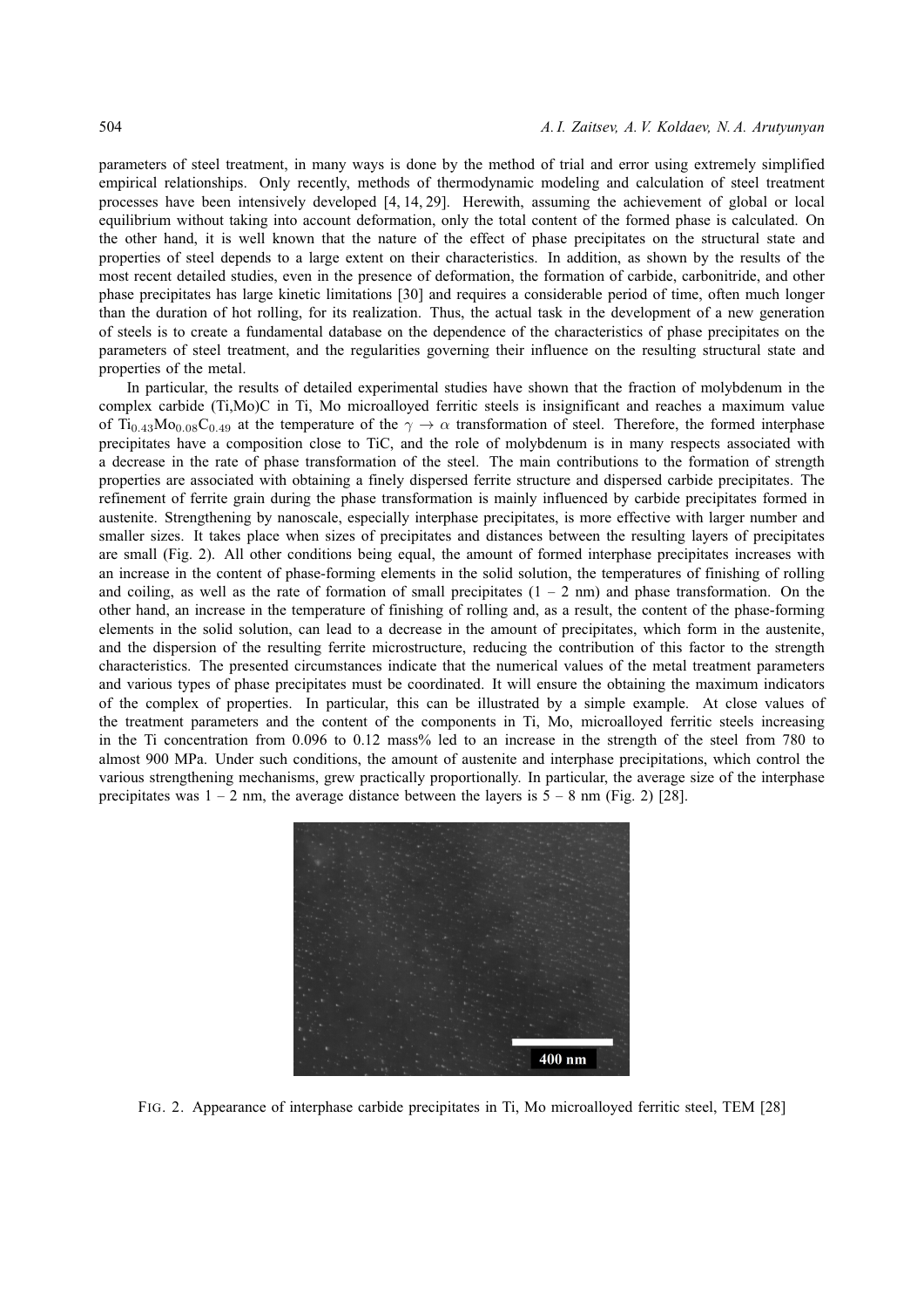parameters of steel treatment, in many ways is done by the method of trial and error using extremely simplified empirical relationships. Only recently, methods of thermodynamic modeling and calculation of steel treatment processes have been intensively developed [4, 14, 29]. Herewith, assuming the achievement of global or local equilibrium without taking into account deformation, only the total content of the formed phase is calculated. On the other hand, it is well known that the nature of the effect of phase precipitates on the structural state and properties of steel depends to a large extent on their characteristics. In addition, as shown by the results of the most recent detailed studies, even in the presence of deformation, the formation of carbide, carbonitride, and other phase precipitates has large kinetic limitations [30] and requires a considerable period of time, often much longer than the duration of hot rolling, for its realization. Thus, the actual task in the development of a new generation of steels is to create a fundamental database on the dependence of the characteristics of phase precipitates on the parameters of steel treatment, and the regularities governing their influence on the resulting structural state and properties of the metal.

In particular, the results of detailed experimental studies have shown that the fraction of molybdenum in the complex carbide (Ti,Mo)C in Ti, Mo microalloyed ferritic steels is insignificant and reaches a maximum value of $Ti_{0.43}Mo_{0.08}C_{0.49}$ at the temperature of the $\gamma \to \alpha$ transformation of steel. Therefore, the formed interphase precipitates have a composition close to TiC, and the role of molybdenum is in many respects associated with a decrease in the rate of phase transformation of the steel. The main contributions to the formation of strength properties are associated with obtaining a finely dispersed ferrite structure and dispersed carbide precipitates. The refinement of ferrite grain during the phase transformation is mainly influenced by carbide precipitates formed in austenite. Strengthening by nanoscale, especially interphase precipitates, is more effective with larger number and smaller sizes. It takes place when sizes of precipitates and distances between the resulting layers of precipitates are small (Fig. 2). All other conditions being equal, the amount of formed interphase precipitates increases with an increase in the content of phase-forming elements in the solid solution, the temperatures of finishing of rolling and coiling, as well as the rate of formation of small precipitates (1 – 2 nm) and phase transformation. On the other hand, an increase in the temperature of finishing of rolling and, as a result, the content of the phase-forming elements in the solid solution, can lead to a decrease in the amount of precipitates, which form in the austenite, and the dispersion of the resulting ferrite microstructure, reducing the contribution of this factor to the strength characteristics. The presented circumstances indicate that the numerical values of the metal treatment parameters and various types of phase precipitates must be coordinated. It will ensure the obtaining the maximum indicators of the complex of properties. In particular, this can be illustrated by a simple example. At close values of the treatment parameters and the content of the components in Ti, Mo, microalloyed ferritic steels increasing in the Ti concentration from 0.096 to 0.12 mass% led to an increase in the strength of the steel from 780 to almost 900 MPa. Under such conditions, the amount of austenite and interphase precipitations, which control the various strengthening mechanisms, grew practically proportionally. In particular, the average size of the interphase precipitates was 1 – 2 nm, the average distance between the layers is 5 – 8 nm (Fig. 2) [28].

FIG. 2. Appearance of interphase carbide precipitates in Ti, Mo microalloyed ferritic steel, TEM [28]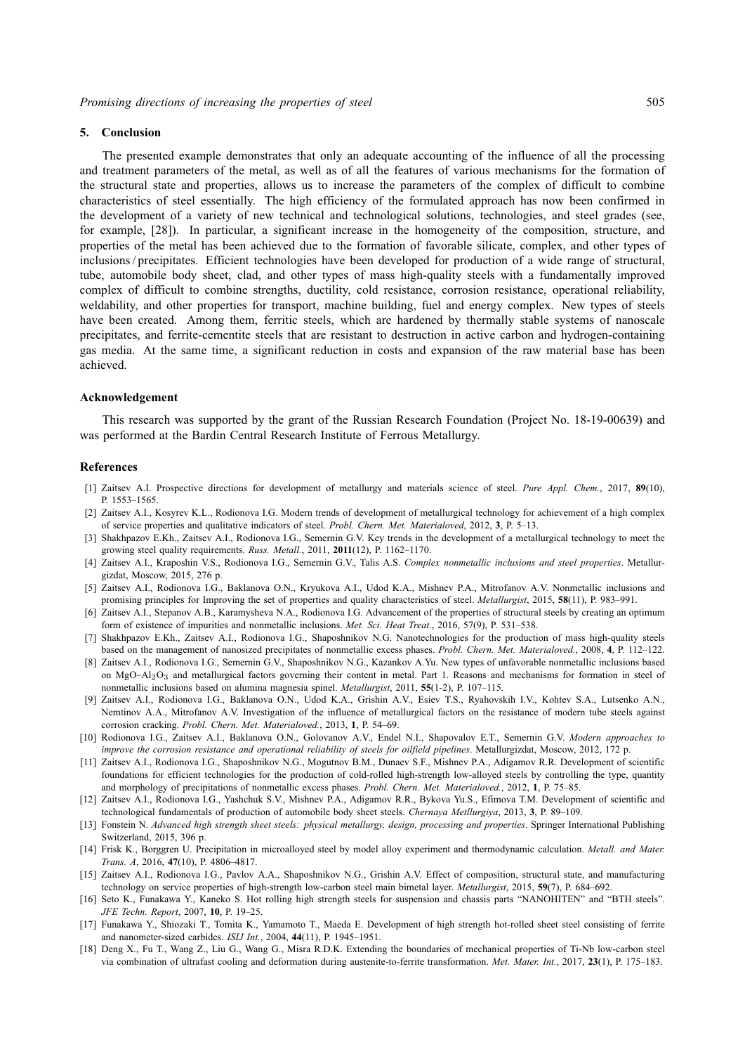## 5. Conclusion

The presented example demonstrates that only an adequate accounting of the influence of all the processing and treatment parameters of the metal, as well as of all the features of various mechanisms for the formation of the structural state and properties, allows us to increase the parameters of the complex of difficult to combine characteristics of steel essentially. The high efficiency of the formulated approach has now been confirmed in the development of a variety of new technical and technological solutions, technologies, and steel grades (see, for example, [28]). In particular, a significant increase in the homogeneity of the composition, structure, and properties of the metal has been achieved due to the formation of favorable silicate, complex, and other types of inclusions / precipitates. Efficient technologies have been developed for production of a wide range of structural, tube, automobile body sheet, clad, and other types of mass high-quality steels with a fundamentally improved complex of difficult to combine strengths, ductility, cold resistance, corrosion resistance, operational reliability, weldability, and other properties for transport, machine building, fuel and energy complex. New types of steels have been created. Among them, ferritic steels, which are hardened by thermally stable systems of nanoscale precipitates, and ferrite-cementite steels that are resistant to destruction in active carbon and hydrogen-containing gas media. At the same time, a significant reduction in costs and expansion of the raw material base has been achieved.

### Acknowledgement

This research was supported by the grant of the Russian Research Foundation (Project No. 18-19-00639) and was performed at the Bardin Central Research Institute of Ferrous Metallurgy.

### References

[1] Zaitsev A.I. Prospective directions for development of metallurgy and materials science of steel. *Pure Appl. Chem.*, 2017, **89**(10), P. 1553–1565.

[2] Zaitsev A.I., Kosyrev K.L., Rodionova I.G. Modern trends of development of metallurgical technology for achievement of a high complex of service properties and qualitative indicators of steel. *Probl. Chern. Met. Materialoved*, 2012, **3**, P. 5–13.

[3] Shakhpazov E.Kh., Zaitsev A.I., Rodionova I.G., Semernin G.V. Key trends in the development of a metallurgical technology to meet the growing steel quality requirements. *Russ. Metall.*, 2011, **2011**(12), P. 1162–1170.

[4] Zaitsev A.I., Kraposhin V.S., Rodionova I.G., Semernin G.V., Talis A.S. *Complex nonmetallic inclusions and steel properties*. Metallurgizdat, Moscow, 2015, 276 p.

[5] Zaitsev A.I., Rodionova I.G., Baklanova O.N., Kryukova A.I., Udod K.A., Mishnev P.A., Mitrofanov A.V. Nonmetallic inclusions and promising principles for Improving the set of properties and quality characteristics of steel. *Metallurgist*, 2015, **58**(11), P. 983–991.

[6] Zaitsev A.I., Stepanov A.B., Karamysheva N.A., Rodionova I.G. Advancement of the properties of structural steels by creating an optimum form of existence of impurities and nonmetallic inclusions. *Met. Sci. Heat Treat.*, 2016, 57(9), P. 531–538.

[7] Shakhpazov E.Kh., Zaitsev A.I., Rodionova I.G., Shaposhnikov N.G. Nanotechnologies for the production of mass high-quality steels based on the management of nanosized precipitates of nonmetallic excess phases. *Probl. Chern. Met. Materialoved.*, 2008, **4**, P. 112–122.

[8] Zaitsev A.I., Rodionova I.G., Semernin G.V., Shaposhnikov N.G., Kazankov A.Yu. New types of unfavorable nonmetallic inclusions based on $MgO–Al_2O_3$ and metallurgical factors governing their content in metal. Part 1. Reasons and mechanisms for formation in steel of nonmetallic inclusions based on alumina magnesia spinel. *Metallurgist*, 2011, **55**(1-2), P. 107–115.

[9] Zaitsev A.I., Rodionova I.G., Baklanova O.N., Udod K.A., Grishin A.V., Esiev T.S., Ryahovskih I.V., Kohtev S.A., Lutsenko A.N., Nemtinov A.A., Mitrofanov A.V. Investigation of the influence of metallurgical factors on the resistance of modern tube steels against corrosion cracking. *Probl. Chern. Met. Materialoved.*, 2013, **1**, P. 54–69.

[10] Rodionova I.G., Zaitsev A.I., Baklanova O.N., Golovanov A.V., Endel N.I., Shapovalov E.T., Semernin G.V. *Modern approaches to improve the corrosion resistance and operational reliability of steels for oilfield pipelines*. Metallurgizdat, Moscow, 2012, 172 p.

[11] Zaitsev A.I., Rodionova I.G., Shaposhnikov N.G., Mogutnov B.M., Dunaev S.F., Mishnev P.A., Adigamov R.R. Development of scientific foundations for efficient technologies for the production of cold-rolled high-strength low-alloyed steels by controlling the type, quantity and morphology of precipitations of nonmetallic excess phases. *Probl. Chern. Met. Materialoved.*, 2012, **1**, P. 75–85.

[12] Zaitsev A.I., Rodionova I.G., Yashchuk S.V., Mishnev P.A., Adigamov R.R., Bykova Yu.S., Efimova T.M. Development of scientific and technological fundamentals of production of automobile body sheet steels. *Chernaya Metllurgiya*, 2013, **3**, P. 89–109.

[13] Fonstein N. *Advanced high strength sheet steels: physical metallurgy, design, processing and properties*. Springer International Publishing Switzerland, 2015, 396 p.

[14] Frisk K., Borggren U. Precipitation in microalloyed steel by model alloy experiment and thermodynamic calculation. *Metall. and Mater. Trans. A*, 2016, **47**(10), P. 4806–4817.

[15] Zaitsev A.I., Rodionova I.G., Pavlov A.A., Shaposhnikov N.G., Grishin A.V. Effect of composition, structural state, and manufacturing technology on service properties of high-strength low-carbon steel main bimetal layer. *Metallurgist*, 2015, **59**(7), P. 684–692.

[16] Seto K., Funakawa Y., Kaneko S. Hot rolling high strength steels for suspension and chassis parts "NANOHITEN" and "BTH steels". *JFE Techn. Report*, 2007, **10**, P. 19–25.

[17] Funakawa Y., Shiozaki T., Tomita K., Yamamoto T., Maeda E. Development of high strength hot-rolled sheet steel consisting of ferrite and nanometer-sized carbides. *ISIJ Int.*, 2004, **44**(11), P. 1945–1951.

[18] Deng X., Fu T., Wang Z., Liu G., Wang G., Misra R.D.K. Extending the boundaries of mechanical properties of Ti-Nb low-carbon steel via combination of ultrafast cooling and deformation during austenite-to-ferrite transformation. *Met. Mater. Int.*, 2017, **23**(1), P. 175–183.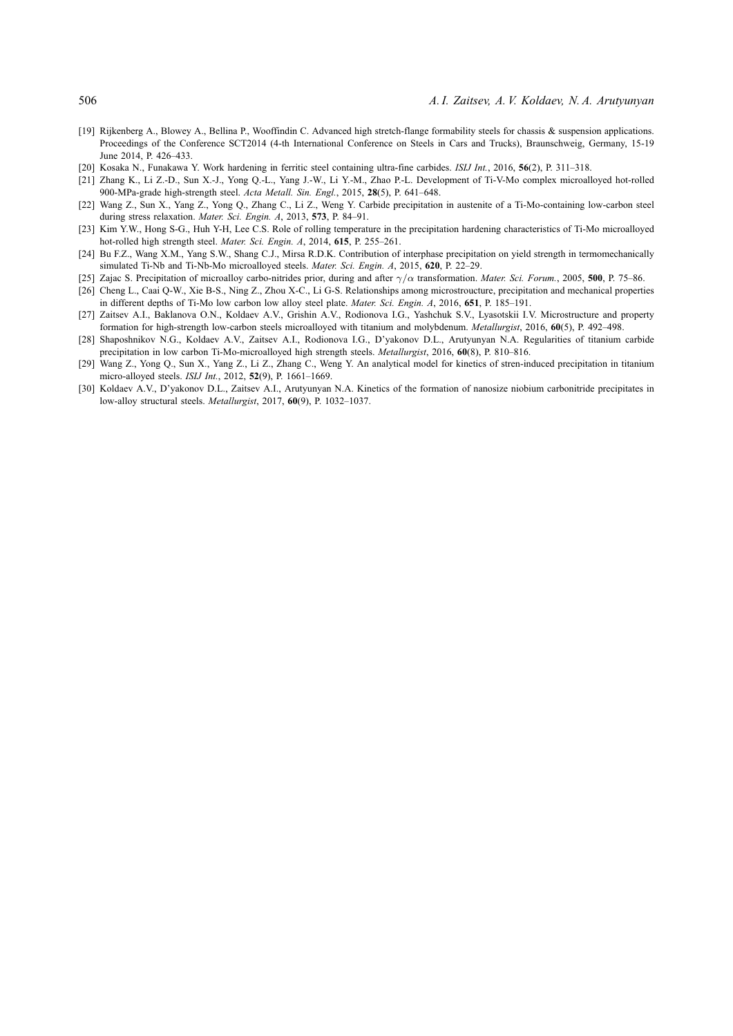[19] Rijkenberg A., Blowey A., Bellina P., Wooffindin C. Advanced high stretch-flange formability steels for chassis & suspension applications. Proceedings of the Conference SCT2014 (4-th International Conference on Steels in Cars and Trucks), Braunschweig, Germany, 15-19 June 2014, P. 426–433.

[20] Kosaka N., Funakawa Y. Work hardening in ferritic steel containing ultra-fine carbides. *ISIJ Int.*, 2016, **56**(2), P. 311–318.

[21] Zhang K., Li Z.-D., Sun X.-J., Yong Q.-L., Yang J.-W., Li Y.-M., Zhao P.-L. Development of Ti-V-Mo complex microalloyed hot-rolled 900-MPa-grade high-strength steel. *Acta Metall. Sin. Engl.*, 2015, **28**(5), P. 641–648.

[22] Wang Z., Sun X., Yang Z., Yong Q., Zhang C., Li Z., Weng Y. Carbide precipitation in austenite of a Ti-Mo-containing low-carbon steel during stress relaxation. *Mater. Sci. Engin. A*, 2013, **573**, P. 84–91.

[23] Kim Y.W., Hong S-G., Huh Y-H, Lee C.S. Role of rolling temperature in the precipitation hardening characteristics of Ti-Mo microalloyed hot-rolled high strength steel. *Mater. Sci. Engin. A*, 2014, **615**, P. 255–261.

[24] Bu F.Z., Wang X.M., Yang S.W., Shang C.J., Mirsa R.D.K. Contribution of interphase precipitation on yield strength in termomechanically simulated Ti-Nb and Ti-Nb-Mo microalloyed steels. *Mater. Sci. Engin. A*, 2015, **620**, P. 22–29.

[25] Zajac S. Precipitation of microalloy carbo-nitrides prior, during and after $\gamma/\alpha$ transformation. *Mater. Sci. Forum.*, 2005, **500**, P. 75–86.

[26] Cheng L., Caai Q-W., Xie B-S., Ning Z., Zhou X-C., Li G-S. Relationships among microstroucture, precipitation and mechanical properties in different depths of Ti-Mo low carbon low alloy steel plate. *Mater. Sci. Engin. A*, 2016, **651**, P. 185–191.

[27] Zaitsev A.I., Baklanova O.N., Koldaev A.V., Grishin A.V., Rodionova I.G., Yashchuk S.V., Lyasotskii I.V. Microstructure and property formation for high-strength low-carbon steels microalloyed with titanium and molybdenum. *Metallurgist*, 2016, **60**(5), P. 492–498.

[28] Shaposhnikov N.G., Koldaev A.V., Zaitsev A.I., Rodionova I.G., D'yakonov D.L., Arutyunyan N.A. Regularities of titanium carbide precipitation in low carbon Ti-Mo-microalloyed high strength steels. *Metallurgist*, 2016, **60**(8), P. 810–816.

[29] Wang Z., Yong Q., Sun X., Yang Z., Li Z., Zhang C., Weng Y. An analytical model for kinetics of stren-induced precipitation in titanium micro-alloyed steels. *ISIJ Int.*, 2012, **52**(9), P. 1661–1669.

[30] Koldaev A.V., D'yakonov D.L., Zaitsev A.I., Arutyunyan N.A. Kinetics of the formation of nanosize niobium carbonitride precipitates in low-alloy structural steels. *Metallurgist*, 2017, **60**(9), P. 1032–1037.